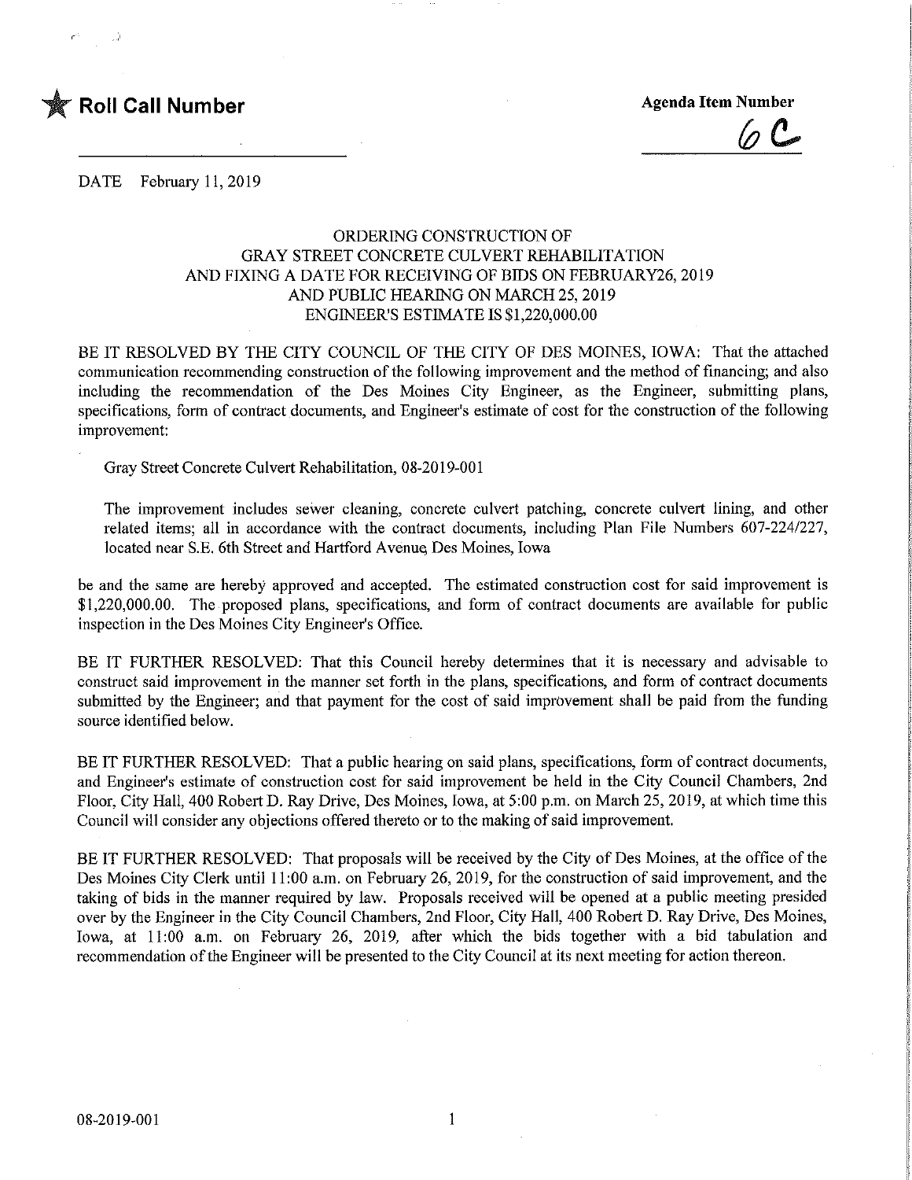★ **Roll Call Number**

**Agenda Item Number**

6C

DATE February 11, 2019

ORDERING CONSTRUCTION OF
GRAY STREET CONCRETE CULVERT REHABILITATION
AND FIXING A DATE FOR RECEIVING OF BIDS ON FEBRUARY26, 2019
AND PUBLIC HEARING ON MARCH 25, 2019
ENGINEER'S ESTIMATE IS $1,220,000.00

BE IT RESOLVED BY THE CITY COUNCIL OF THE CITY OF DES MOINES, IOWA: That the attached communication recommending construction of the following improvement and the method of financing; and also including the recommendation of the Des Moines City Engineer, as the Engineer, submitting plans, specifications, form of contract documents, and Engineer's estimate of cost for the construction of the following improvement:

Gray Street Concrete Culvert Rehabilitation, 08-2019-001

The improvement includes sewer cleaning, concrete culvert patching, concrete culvert lining, and other related items; all in accordance with the contract documents, including Plan File Numbers 607-224/227, located near S.E. 6th Street and Hartford Avenue, Des Moines, Iowa

be and the same are hereby approved and accepted. The estimated construction cost for said improvement is $1,220,000.00. The proposed plans, specifications, and form of contract documents are available for public inspection in the Des Moines City Engineer's Office.

BE IT FURTHER RESOLVED: That this Council hereby determines that it is necessary and advisable to construct said improvement in the manner set forth in the plans, specifications, and form of contract documents submitted by the Engineer; and that payment for the cost of said improvement shall be paid from the funding source identified below.

BE IT FURTHER RESOLVED: That a public hearing on said plans, specifications, form of contract documents, and Engineer's estimate of construction cost for said improvement be held in the City Council Chambers, 2nd Floor, City Hall, 400 Robert D. Ray Drive, Des Moines, Iowa, at 5:00 p.m. on March 25, 2019, at which time this Council will consider any objections offered thereto or to the making of said improvement.

BE IT FURTHER RESOLVED: That proposals will be received by the City of Des Moines, at the office of the Des Moines City Clerk until 11:00 a.m. on February 26, 2019, for the construction of said improvement, and the taking of bids in the manner required by law. Proposals received will be opened at a public meeting presided over by the Engineer in the City Council Chambers, 2nd Floor, City Hall, 400 Robert D. Ray Drive, Des Moines, Iowa, at 11:00 a.m. on February 26, 2019, after which the bids together with a bid tabulation and recommendation of the Engineer will be presented to the City Council at its next meeting for action thereon.

08-2019-001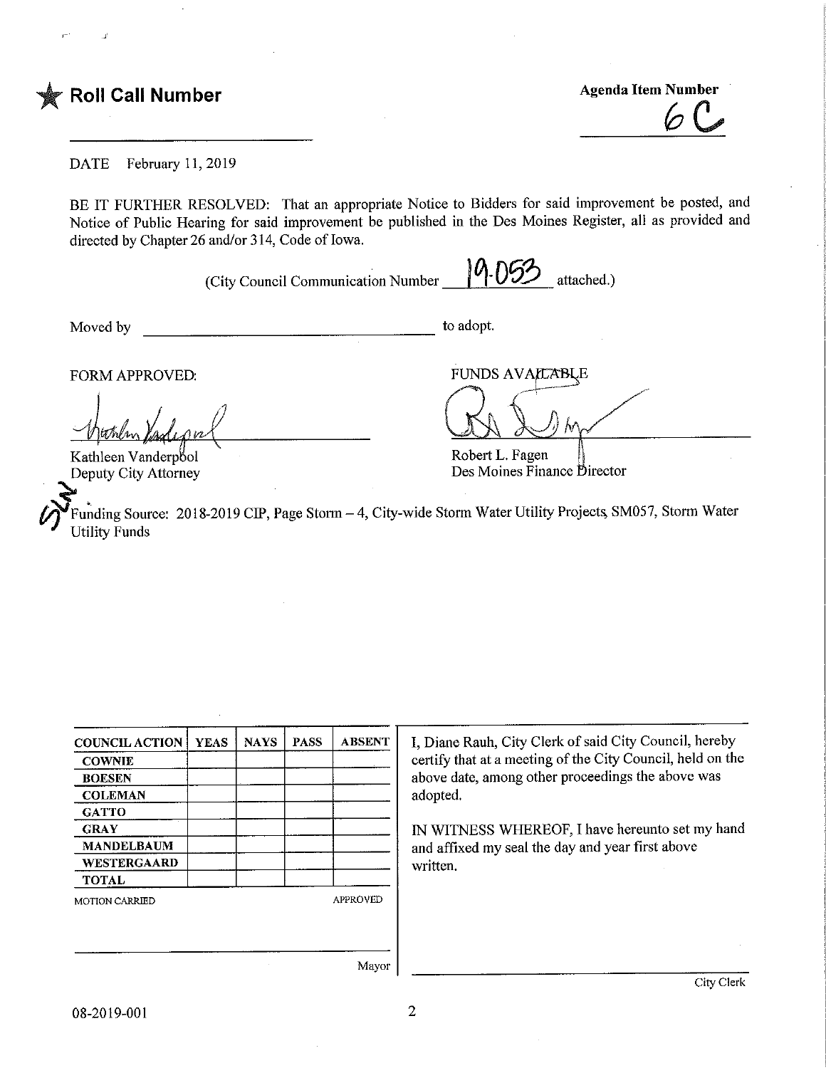★ **Roll Call Number**

**Agenda Item Number**
6C

DATE February 11, 2019

BE IT FURTHER RESOLVED: That an appropriate Notice to Bidders for said improvement be posted, and Notice of Public Hearing for said improvement be published in the Des Moines Register, all as provided and directed by Chapter 26 and/or 314, Code of Iowa.

(City Council Communication Number 19-053 attached.)

Moved by ______________________ to adopt.

FORM APPROVED:

Kathleen Vanderpool
Deputy City Attorney

FUNDS AVAILABLE

Robert L. Fagen
Des Moines Finance Director

Funding Source: 2018-2019 CIP, Page Storm – 4, City-wide Storm Water Utility Projects, SM057, Storm Water Utility Funds

| COUNCIL ACTION | YEAS | NAYS | PASS | ABSENT |
|---|---|---|---|---|
| COWNIE | | | | |
| BOESEN | | | | |
| COLEMAN | | | | |
| GATTO | | | | |
| GRAY | | | | |
| MANDELBAUM | | | | |
| WESTERGAARD | | | | |
| TOTAL | | | | |

MOTION CARRIED APPROVED

Mayor

I, Diane Rauh, City Clerk of said City Council, hereby certify that at a meeting of the City Council, held on the above date, among other proceedings the above was adopted.

IN WITNESS WHEREOF, I have hereunto set my hand and affixed my seal the day and year first above written.

City Clerk

08-2019-001